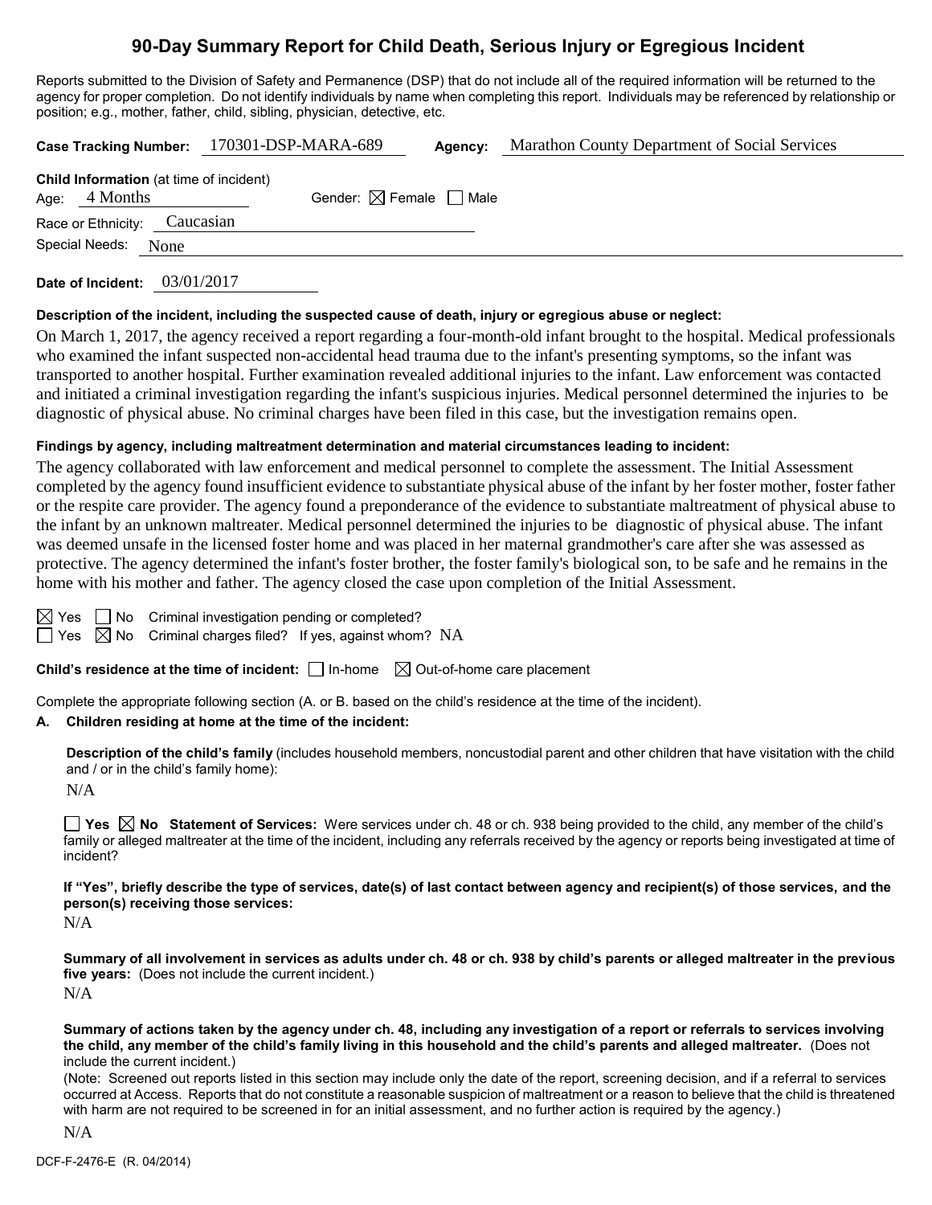# 90-Day Summary Report for Child Death, Serious Injury or Egregious Incident

Reports submitted to the Division of Safety and Permanence (DSP) that do not include all of the required information will be returned to the agency for proper completion. Do not identify individuals by name when completing this report. Individuals may be referenced by relationship or position; e.g., mother, father, child, sibling, physician, detective, etc.

**Case Tracking Number:** 170301-DSP-MARA-689 **Agency:** Marathon County Department of Social Services

**Child Information** (at time of incident)
Age: 4 Months Gender: ☒ Female ☐ Male
Race or Ethnicity: Caucasian
Special Needs: None

**Date of Incident:** 03/01/2017

**Description of the incident, including the suspected cause of death, injury or egregious abuse or neglect:**

On March 1, 2017, the agency received a report regarding a four-month-old infant brought to the hospital. Medical professionals who examined the infant suspected non-accidental head trauma due to the infant's presenting symptoms, so the infant was transported to another hospital. Further examination revealed additional injuries to the infant. Law enforcement was contacted and initiated a criminal investigation regarding the infant's suspicious injuries. Medical personnel determined the injuries to be diagnostic of physical abuse. No criminal charges have been filed in this case, but the investigation remains open.

**Findings by agency, including maltreatment determination and material circumstances leading to incident:**

The agency collaborated with law enforcement and medical personnel to complete the assessment. The Initial Assessment completed by the agency found insufficient evidence to substantiate physical abuse of the infant by her foster mother, foster father or the respite care provider. The agency found a preponderance of the evidence to substantiate maltreatment of physical abuse to the infant by an unknown maltreater. Medical personnel determined the injuries to be diagnostic of physical abuse. The infant was deemed unsafe in the licensed foster home and was placed in her maternal grandmother's care after she was assessed as protective. The agency determined the infant's foster brother, the foster family's biological son, to be safe and he remains in the home with his mother and father. The agency closed the case upon completion of the Initial Assessment.

☒ Yes ☐ No Criminal investigation pending or completed?
☐ Yes ☒ No Criminal charges filed? If yes, against whom? NA

**Child's residence at the time of incident:** ☐ In-home ☒ Out-of-home care placement

Complete the appropriate following section (A. or B. based on the child's residence at the time of the incident).

**A. Children residing at home at the time of the incident:**

**Description of the child's family** (includes household members, noncustodial parent and other children that have visitation with the child and / or in the child's family home):

N/A

☐ **Yes** ☒ **No Statement of Services:** Were services under ch. 48 or ch. 938 being provided to the child, any member of the child's family or alleged maltreater at the time of the incident, including any referrals received by the agency or reports being investigated at time of incident?

**If "Yes", briefly describe the type of services, date(s) of last contact between agency and recipient(s) of those services, and the person(s) receiving those services:**

N/A

**Summary of all involvement in services as adults under ch. 48 or ch. 938 by child's parents or alleged maltreater in the previous five years:** (Does not include the current incident.)

N/A

**Summary of actions taken by the agency under ch. 48, including any investigation of a report or referrals to services involving the child, any member of the child's family living in this household and the child's parents and alleged maltreater.** (Does not include the current incident.)

(Note: Screened out reports listed in this section may include only the date of the report, screening decision, and if a referral to services occurred at Access. Reports that do not constitute a reasonable suspicion of maltreatment or a reason to believe that the child is threatened with harm are not required to be screened in for an initial assessment, and no further action is required by the agency.)

N/A

DCF-F-2476-E (R. 04/2014)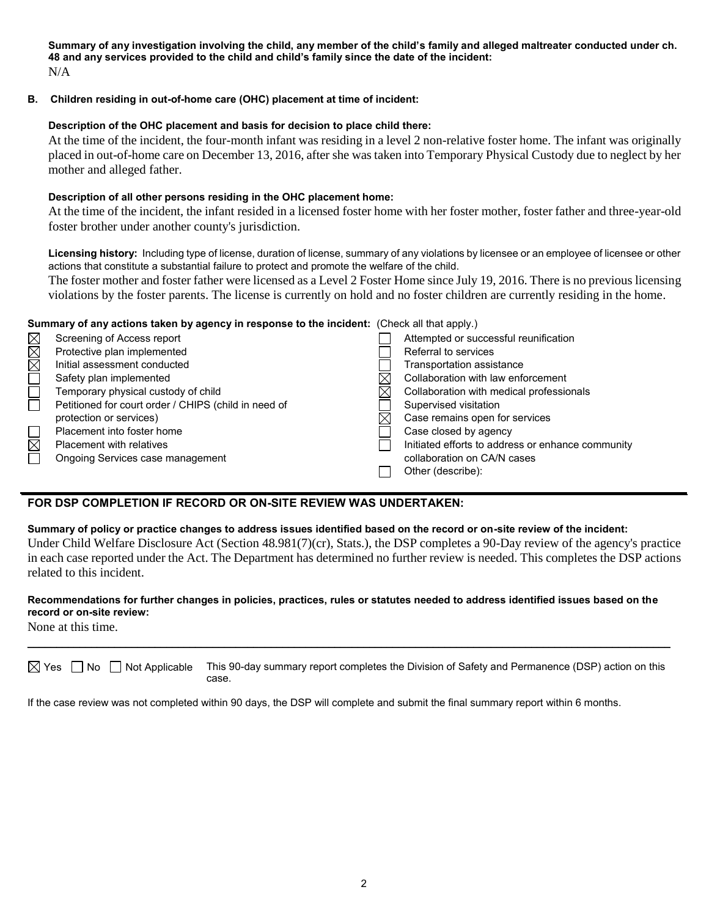**Summary of any investigation involving the child, any member of the child's family and alleged maltreater conducted under ch. 48 and any services provided to the child and child's family since the date of the incident:**

N/A

**B. Children residing in out-of-home care (OHC) placement at time of incident:**

**Description of the OHC placement and basis for decision to place child there:**

At the time of the incident, the four-month infant was residing in a level 2 non-relative foster home. The infant was originally placed in out-of-home care on December 13, 2016, after she was taken into Temporary Physical Custody due to neglect by her mother and alleged father.

**Description of all other persons residing in the OHC placement home:**

At the time of the incident, the infant resided in a licensed foster home with her foster mother, foster father and three-year-old foster brother under another county's jurisdiction.

**Licensing history:** Including type of license, duration of license, summary of any violations by licensee or an employee of licensee or other actions that constitute a substantial failure to protect and promote the welfare of the child.

The foster mother and foster father were licensed as a Level 2 Foster Home since July 19, 2016. There is no previous licensing violations by the foster parents. The license is currently on hold and no foster children are currently residing in the home.

**Summary of any actions taken by agency in response to the incident:** (Check all that apply.)

- ☒ Screening of Access report
- ☒ Protective plan implemented
- ☒ Initial assessment conducted
- ☐ Safety plan implemented
- ☐ Temporary physical custody of child
- ☐ Petitioned for court order / CHIPS (child in need of protection or services)
- ☐ Placement into foster home
- ☒ Placement with relatives
- ☐ Ongoing Services case management
- ☐ Attempted or successful reunification
- ☐ Referral to services
- ☐ Transportation assistance
- ☒ Collaboration with law enforcement
- ☒ Collaboration with medical professionals
- ☐ Supervised visitation
- ☒ Case remains open for services
- ☐ Case closed by agency
- ☐ Initiated efforts to address or enhance community collaboration on CA/N cases
- ☐ Other (describe):

---

**FOR DSP COMPLETION IF RECORD OR ON-SITE REVIEW WAS UNDERTAKEN:**

**Summary of policy or practice changes to address issues identified based on the record or on-site review of the incident:**

Under Child Welfare Disclosure Act (Section 48.981(7)(cr), Stats.), the DSP completes a 90-Day review of the agency's practice in each case reported under the Act. The Department has determined no further review is needed. This completes the DSP actions related to this incident.

**Recommendations for further changes in policies, practices, rules or statutes needed to address identified issues based on the record or on-site review:**

None at this time.

---

☒ Yes ☐ No ☐ Not Applicable This 90-day summary report completes the Division of Safety and Permanence (DSP) action on this case.

If the case review was not completed within 90 days, the DSP will complete and submit the final summary report within 6 months.